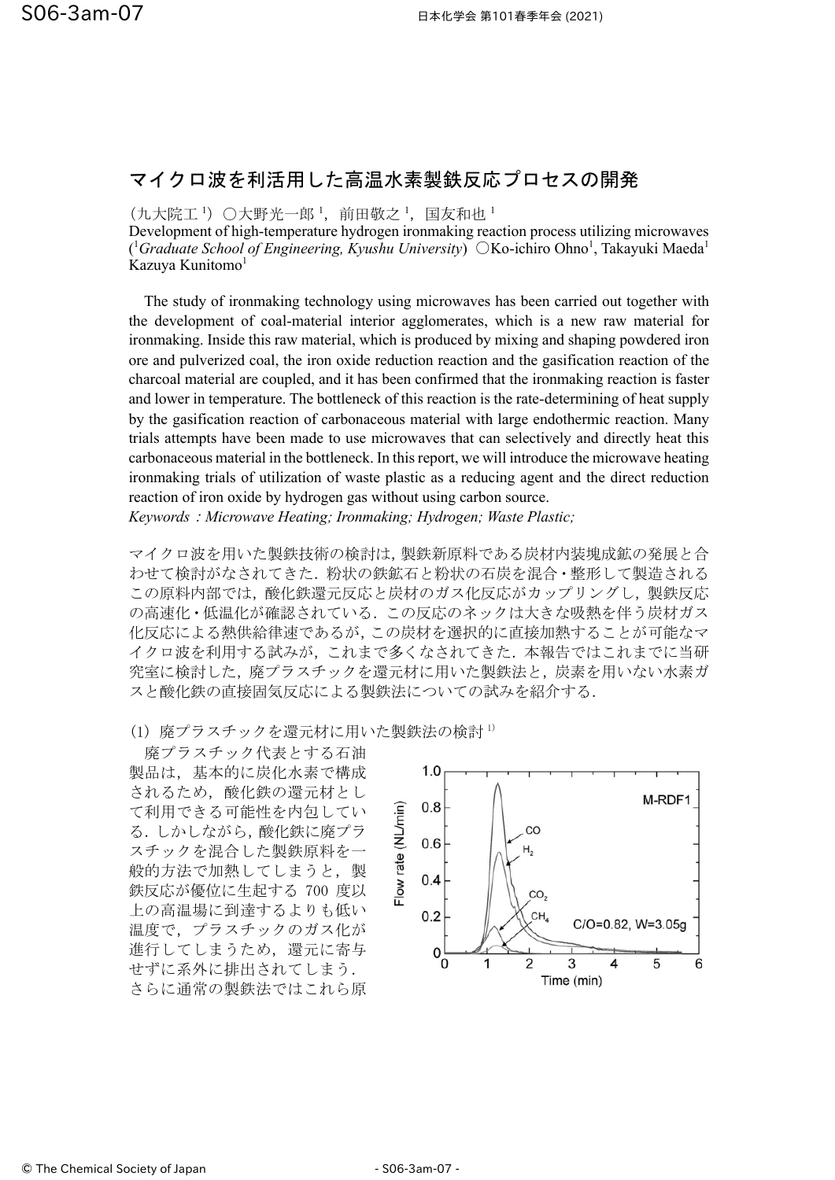# マイクロ波を利活用した高温水素製鉄反応プロセスの開発

（九大院工[1]）○大野光一郎[1]，前田敬之[1]，国友和也[1]

Development of high-temperature hydrogen ironmaking reaction process utilizing microwaves ([1]*Graduate School of Engineering, Kyushu University*) ○Ko-ichiro Ohno[1], Takayuki Maeda[1] Kazuya Kunitomo[1]

The study of ironmaking technology using microwaves has been carried out together with the development of coal-material interior agglomerates, which is a new raw material for ironmaking. Inside this raw material, which is produced by mixing and shaping powdered iron ore and pulverized coal, the iron oxide reduction reaction and the gasification reaction of the charcoal material are coupled, and it has been confirmed that the ironmaking reaction is faster and lower in temperature. The bottleneck of this reaction is the rate-determining of heat supply by the gasification reaction of carbonaceous material with large endothermic reaction. Many trials attempts have been made to use microwaves that can selectively and directly heat this carbonaceous material in the bottleneck. In this report, we will introduce the microwave heating ironmaking trials of utilization of waste plastic as a reducing agent and the direct reduction reaction of iron oxide by hydrogen gas without using carbon source.

*Keywords：Microwave Heating; Ironmaking; Hydrogen; Waste Plastic;*

マイクロ波を用いた製鉄技術の検討は，製鉄新原料である炭材内装塊成鉱の発展と合わせて検討がなされてきた．粉状の鉄鉱石と粉状の石炭を混合・整形して製造されるこの原料内部では，酸化鉄還元反応と炭材のガス化反応がカップリングし，製鉄反応の高速化・低温化が確認されている．この反応のネックは大きな吸熱を伴う炭材ガス化反応による熱供給律速であるが，この炭材を選択的に直接加熱することが可能なマイクロ波を利用する試みが，これまで多くなされてきた．本報告ではこれまでに当研究室に検討した，廃プラスチックを還元材に用いた製鉄法と，炭素を用いない水素ガスと酸化鉄の直接固気反応による製鉄法についての試みを紹介する．

(1) 廃プラスチックを還元材に用いた製鉄法の検討 [1)]

廃プラスチック代表とする石油製品は，基本的に炭化水素で構成されるため，酸化鉄の還元材として利用できる可能性を内包している．しかしながら，酸化鉄に廃プラスチックを混合した製鉄原料を一般的方法で加熱してしまうと，製鉄反応が優位に生起する 700 度以上の高温場に到達するよりも低い温度で，プラスチックのガス化が進行してしまうため，還元に寄与せずに系外に排出されてしまう．さらに通常の製鉄法ではこれら原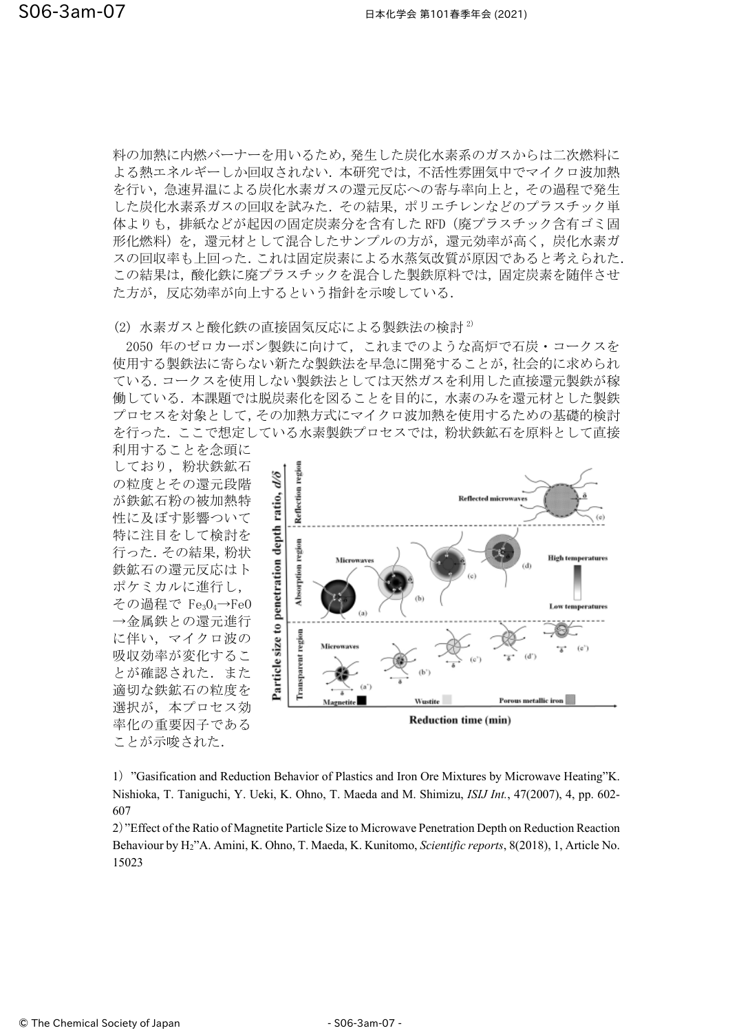料の加熱に内燃バーナーを用いるため，発生した炭化水素系のガスからは二次燃料による熱エネルギーしか回収されない．本研究では，不活性雰囲気中でマイクロ波加熱を行い，急速昇温による炭化水素ガスの還元反応への寄与率向上と，その過程で発生した炭化水素系ガスの回収を試みた．その結果，ポリエチレンなどのプラスチック単体よりも，排紙などが起因の固定炭素分を含有したRFD（廃プラスチック含有ゴミ固形化燃料）を，還元材として混合したサンプルの方が，還元効率が高く，炭化水素ガスの回収率も上回った．これは固定炭素による水蒸気改質が原因であると考えられた．この結果は，酸化鉄に廃プラスチックを混合した製鉄原料では，固定炭素を随伴させた方が，反応効率が向上するという指針を示唆している．

(2) 水素ガスと酸化鉄の直接固気反応による製鉄法の検討[2)]

2050 年のゼロカーボン製鉄に向けて，これまでのような高炉で石炭・コークスを使用する製鉄法に寄らない新たな製鉄法を早急に開発することが，社会的に求められている．コークスを使用しない製鉄法としては天然ガスを利用した直接還元製鉄が稼働している．本課題では脱炭素化を図ることを目的に，水素のみを還元材とした製鉄プロセスを対象として，その加熱方式にマイクロ波加熱を使用するための基礎的検討を行った．ここで想定している水素製鉄プロセスでは，粉状鉄鉱石を原料として直接利用することを念頭にしており，粉状鉄鉱石の粒度とその還元段階が鉄鉱石粉の被加熱特性に及ぼす影響ついて特に注目をして検討を行った．その結果，粉状鉄鉱石の還元反応はトポケミカルに進行し，その過程で $Fe_3O_4$→FeO→金属鉄との還元進行に伴い，マイクロ波の吸収効率が変化することが確認された．また適切な鉄鉱石の粒度を選択が，本プロセス効率化の重要因子であることが示唆された．

Particle size to penetration depth ratio, d/δ
Reflection region
Absorption region
Transparent region
Reflected microwaves
(e)
Microwaves
(a)
(b)
(c)
(d)
High temperatures
Low temperatures
Microwaves
(a')
(b')
(c')
(d')
(e')
Magnetite
Wustite
Porous metallic iron
Reduction time (min)

1) "Gasification and Reduction Behavior of Plastics and Iron Ore Mixtures by Microwave Heating" K. Nishioka, T. Taniguchi, Y. Ueki, K. Ohno, T. Maeda and M. Shimizu, *ISIJ Int.*, 47(2007), 4, pp. 602-607

2) "Effect of the Ratio of Magnetite Particle Size to Microwave Penetration Depth on Reduction Reaction Behaviour by $H_2$" A. Amini, K. Ohno, T. Maeda, K. Kunitomo, *Scientific reports*, 8(2018), 1, Article No. 15023